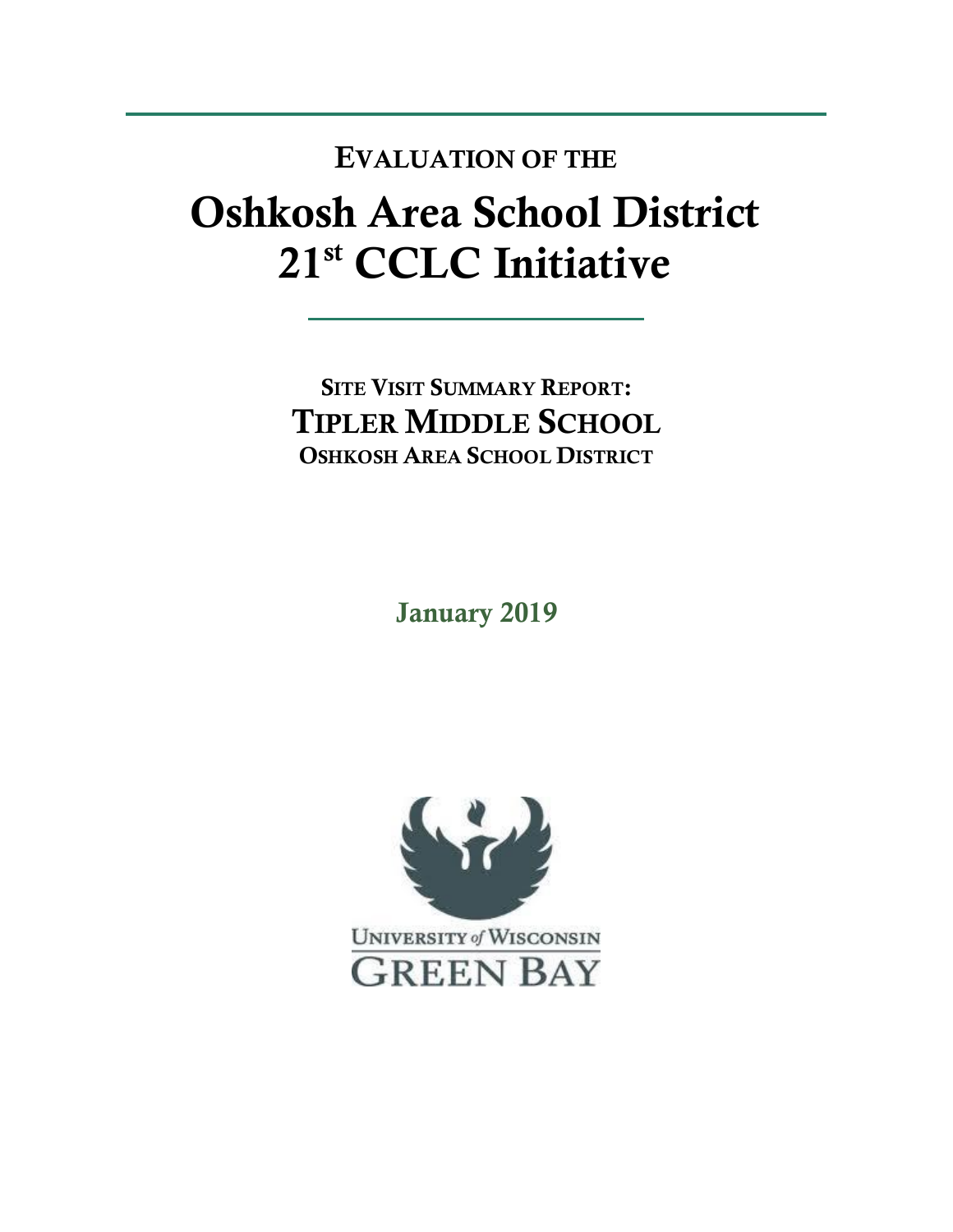# Evaluation of the

# Oshkosh Area School District 21st CCLC Initiative

## Site Visit Summary Report:

## Tipler Middle School

### Oshkosh Area School District

January 2019

University of Wisconsin
Green Bay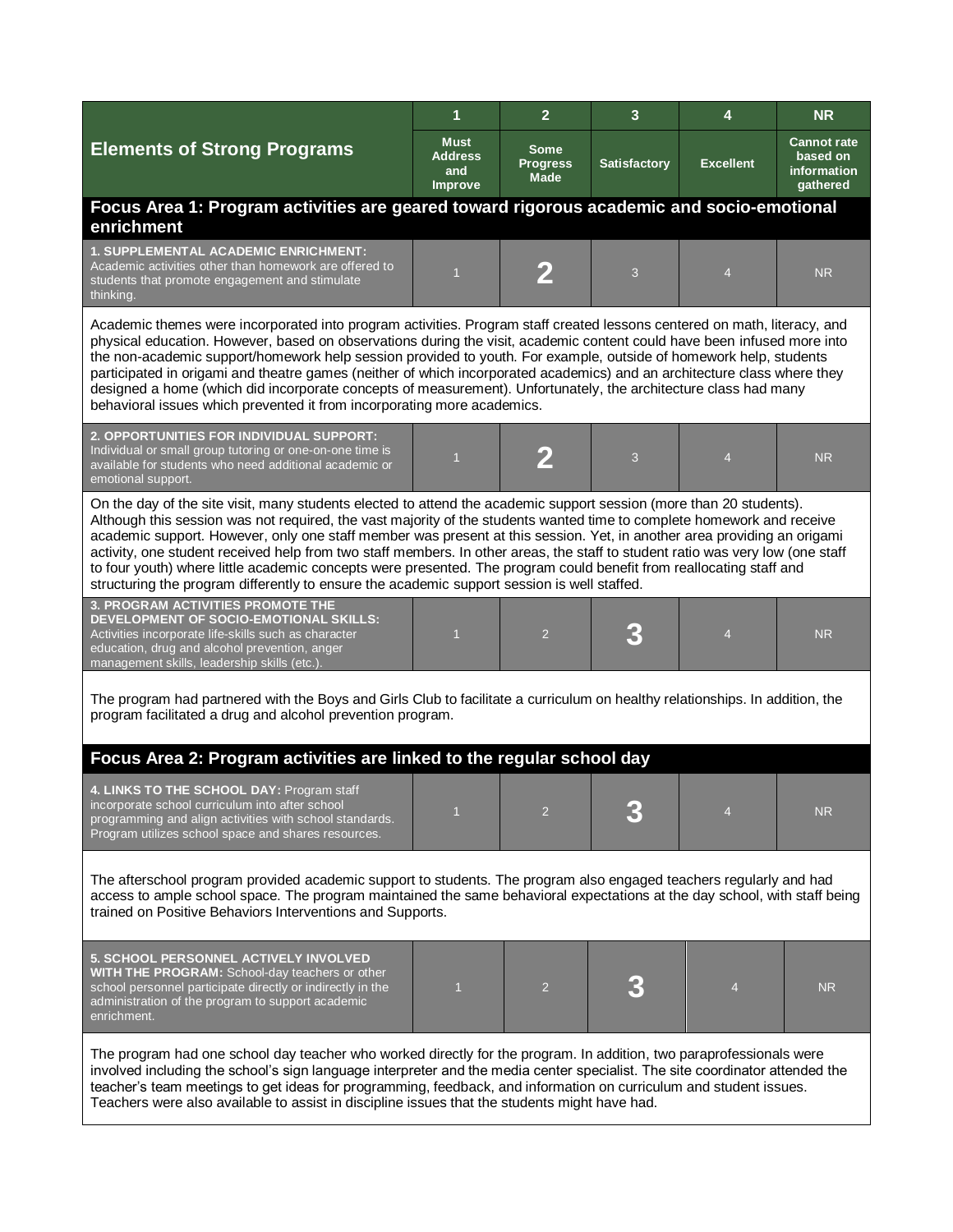| Elements of Strong Programs | 1<br>Must Address and Improve | 2<br>Some Progress Made | 3<br>Satisfactory | 4<br>Excellent | NR<br>Cannot rate based on information gathered |
|---|---|---|---|---|---|
| **Focus Area 1: Program activities are geared toward rigorous academic and socio-emotional enrichment** | | | | | |
| **1. SUPPLEMENTAL ACADEMIC ENRICHMENT:** Academic activities other than homework are offered to students that promote engagement and stimulate thinking. | 1 | **2** | 3 | 4 | NR |

Academic themes were incorporated into program activities. Program staff created lessons centered on math, literacy, and physical education. However, based on observations during the visit, academic content could have been infused more into the non-academic support/homework help session provided to youth. For example, outside of homework help, students participated in origami and theatre games (neither of which incorporated academics) and an architecture class where they designed a home (which did incorporate concepts of measurement). Unfortunately, the architecture class had many behavioral issues which prevented it from incorporating more academics.

| Elements of Strong Programs | 1 | 2 | 3 | 4 | NR |
|---|---|---|---|---|---|
| **2. OPPORTUNITIES FOR INDIVIDUAL SUPPORT:** Individual or small group tutoring or one-on-one time is available for students who need additional academic or emotional support. | 1 | **2** | 3 | 4 | NR |

On the day of the site visit, many students elected to attend the academic support session (more than 20 students). Although this session was not required, the vast majority of the students wanted time to complete homework and receive academic support. However, only one staff member was present at this session. Yet, in another area providing an origami activity, one student received help from two staff members. In other areas, the staff to student ratio was very low (one staff to four youth) where little academic concepts were presented. The program could benefit from reallocating staff and structuring the program differently to ensure the academic support session is well staffed.

| Elements of Strong Programs | 1 | 2 | 3 | 4 | NR |
|---|---|---|---|---|---|
| **3. PROGRAM ACTIVITIES PROMOTE THE DEVELOPMENT OF SOCIO-EMOTIONAL SKILLS:** Activities incorporate life-skills such as character education, drug and alcohol prevention, anger management skills, leadership skills (etc.). | 1 | 2 | **3** | 4 | NR |

The program had partnered with the Boys and Girls Club to facilitate a curriculum on healthy relationships. In addition, the program facilitated a drug and alcohol prevention program.

| Elements of Strong Programs | 1 | 2 | 3 | 4 | NR |
|---|---|---|---|---|---|
| **Focus Area 2: Program activities are linked to the regular school day** | | | | | |
| **4. LINKS TO THE SCHOOL DAY:** Program staff incorporate school curriculum into after school programming and align activities with school standards. Program utilizes school space and shares resources. | 1 | 2 | **3** | 4 | NR |

The afterschool program provided academic support to students. The program also engaged teachers regularly and had access to ample school space. The program maintained the same behavioral expectations at the day school, with staff being trained on Positive Behaviors Interventions and Supports.

| Elements of Strong Programs | 1 | 2 | 3 | 4 | NR |
|---|---|---|---|---|---|
| **5. SCHOOL PERSONNEL ACTIVELY INVOLVED WITH THE PROGRAM:** School-day teachers or other school personnel participate directly or indirectly in the administration of the program to support academic enrichment. | 1 | 2 | **3** | 4 | NR |

The program had one school day teacher who worked directly for the program. In addition, two paraprofessionals were involved including the school's sign language interpreter and the media center specialist. The site coordinator attended the teacher's team meetings to get ideas for programming, feedback, and information on curriculum and student issues. Teachers were also available to assist in discipline issues that the students might have had.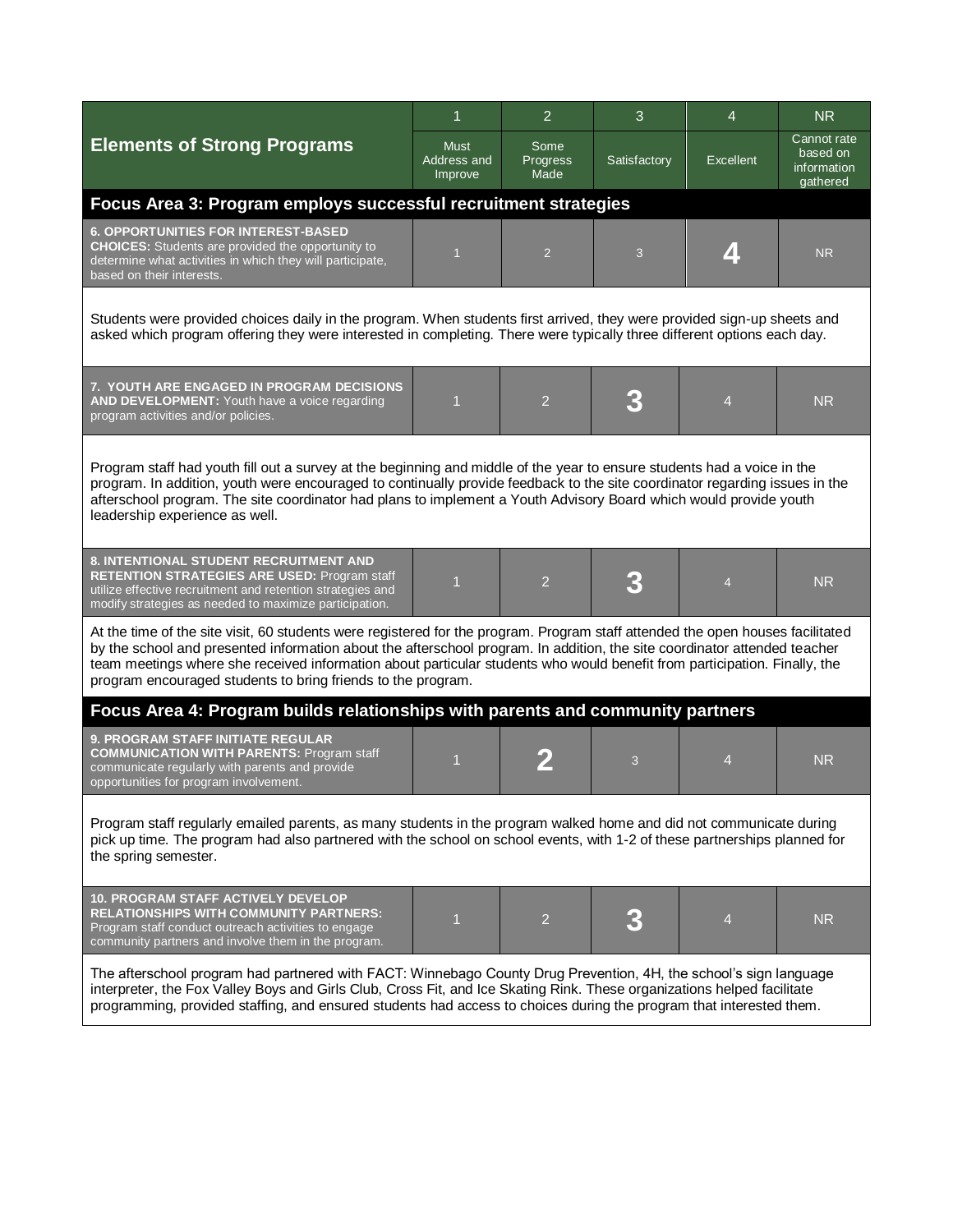| Elements of Strong Programs | 1<br>Must Address and Improve | 2<br>Some Progress Made | 3<br>Satisfactory | 4<br>Excellent | NR<br>Cannot rate based on information gathered |
|---|---|---|---|---|---|
| **Focus Area 3: Program employs successful recruitment strategies** | | | | | |
| **6. OPPORTUNITIES FOR INTEREST-BASED CHOICES:** Students are provided the opportunity to determine what activities in which they will participate, based on their interests. | 1 | 2 | 3 | **4** | NR |
| Students were provided choices daily in the program. When students first arrived, they were provided sign-up sheets and asked which program offering they were interested in completing. There were typically three different options each day. | | | | | |
| **7. YOUTH ARE ENGAGED IN PROGRAM DECISIONS AND DEVELOPMENT:** Youth have a voice regarding program activities and/or policies. | 1 | 2 | **3** | 4 | NR |
| Program staff had youth fill out a survey at the beginning and middle of the year to ensure students had a voice in the program. In addition, youth were encouraged to continually provide feedback to the site coordinator regarding issues in the afterschool program. The site coordinator had plans to implement a Youth Advisory Board which would provide youth leadership experience as well. | | | | | |
| **8. INTENTIONAL STUDENT RECRUITMENT AND RETENTION STRATEGIES ARE USED:** Program staff utilize effective recruitment and retention strategies and modify strategies as needed to maximize participation. | 1 | 2 | **3** | 4 | NR |
| At the time of the site visit, 60 students were registered for the program. Program staff attended the open houses facilitated by the school and presented information about the afterschool program. In addition, the site coordinator attended teacher team meetings where she received information about particular students who would benefit from participation. Finally, the program encouraged students to bring friends to the program. | | | | | |
| **Focus Area 4: Program builds relationships with parents and community partners** | | | | | |
| **9. PROGRAM STAFF INITIATE REGULAR COMMUNICATION WITH PARENTS:** Program staff communicate regularly with parents and provide opportunities for program involvement. | 1 | **2** | 3 | 4 | NR |
| Program staff regularly emailed parents, as many students in the program walked home and did not communicate during pick up time. The program had also partnered with the school on school events, with 1-2 of these partnerships planned for the spring semester. | | | | | |
| **10. PROGRAM STAFF ACTIVELY DEVELOP RELATIONSHIPS WITH COMMUNITY PARTNERS:** Program staff conduct outreach activities to engage community partners and involve them in the program. | 1 | 2 | **3** | 4 | NR |
| The afterschool program had partnered with FACT: Winnebago County Drug Prevention, 4H, the school's sign language interpreter, the Fox Valley Boys and Girls Club, Cross Fit, and Ice Skating Rink. These organizations helped facilitate programming, provided staffing, and ensured students had access to choices during the program that interested them. | | | | | |